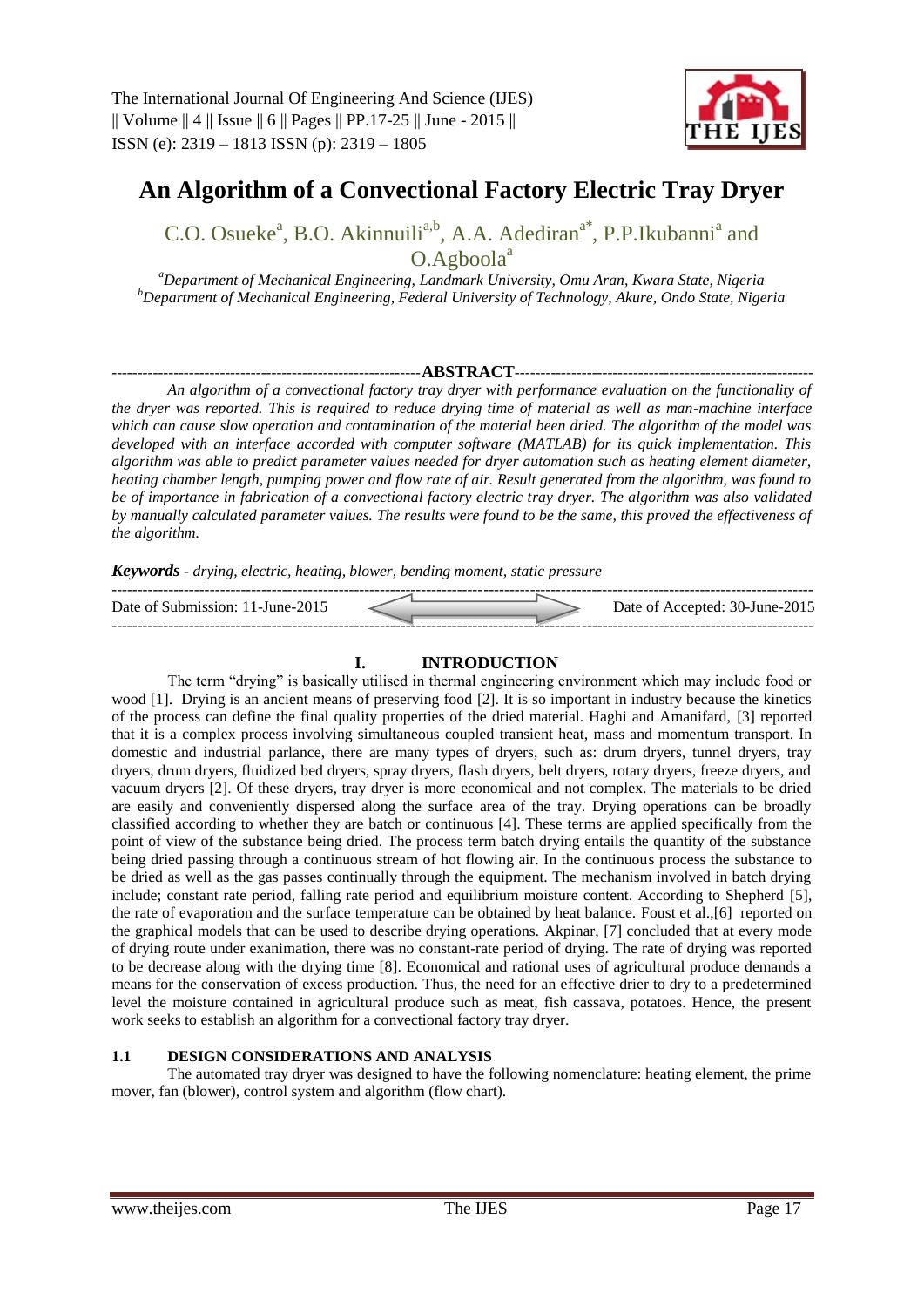# An Algorithm of a Convectional Factory Electric Tray Dryer

C.O. Osueke[a], B.O. Akinnuili[a,b], A.A. Adediran[a*], P.P.Ikubanni[a] and O.Agboola[a]

[a]*Department of Mechanical Engineering, Landmark University, Omu Aran, Kwara State, Nigeria*
[b]*Department of Mechanical Engineering, Federal University of Technology, Akure, Ondo State, Nigeria*

## ABSTRACT

*An algorithm of a convectional factory tray dryer with performance evaluation on the functionality of the dryer was reported. This is required to reduce drying time of material as well as man-machine interface which can cause slow operation and contamination of the material been dried. The algorithm of the model was developed with an interface accorded with computer software (MATLAB) for its quick implementation. This algorithm was able to predict parameter values needed for dryer automation such as heating element diameter, heating chamber length, pumping power and flow rate of air. Result generated from the algorithm, was found to be of importance in fabrication of a convectional factory electric tray dryer. The algorithm was also validated by manually calculated parameter values. The results were found to be the same, this proved the effectiveness of the algorithm.*

***Keywords*** *- drying, electric, heating, blower, bending moment, static pressure*

Date of Submission: 11-June-2015 | Date of Accepted: 30-June-2015

## I. INTRODUCTION

The term "drying" is basically utilised in thermal engineering environment which may include food or wood [1]. Drying is an ancient means of preserving food [2]. It is so important in industry because the kinetics of the process can define the final quality properties of the dried material. Haghi and Amanifard, [3] reported that it is a complex process involving simultaneous coupled transient heat, mass and momentum transport. In domestic and industrial parlance, there are many types of dryers, such as: drum dryers, tunnel dryers, tray dryers, drum dryers, fluidized bed dryers, spray dryers, flash dryers, belt dryers, rotary dryers, freeze dryers, and vacuum dryers [2]. Of these dryers, tray dryer is more economical and not complex. The materials to be dried are easily and conveniently dispersed along the surface area of the tray. Drying operations can be broadly classified according to whether they are batch or continuous [4]. These terms are applied specifically from the point of view of the substance being dried. The process term batch drying entails the quantity of the substance being dried passing through a continuous stream of hot flowing air. In the continuous process the substance to be dried as well as the gas passes continually through the equipment. The mechanism involved in batch drying include; constant rate period, falling rate period and equilibrium moisture content. According to Shepherd [5], the rate of evaporation and the surface temperature can be obtained by heat balance. Foust et al.,[6] reported on the graphical models that can be used to describe drying operations. Akpinar, [7] concluded that at every mode of drying route under exanimation, there was no constant-rate period of drying. The rate of drying was reported to be decrease along with the drying time [8]. Economical and rational uses of agricultural produce demands a means for the conservation of excess production. Thus, the need for an effective drier to dry to a predetermined level the moisture contained in agricultural produce such as meat, fish cassava, potatoes. Hence, the present work seeks to establish an algorithm for a convectional factory tray dryer.

### 1.1 DESIGN CONSIDERATIONS AND ANALYSIS

The automated tray dryer was designed to have the following nomenclature: heating element, the prime mover, fan (blower), control system and algorithm (flow chart).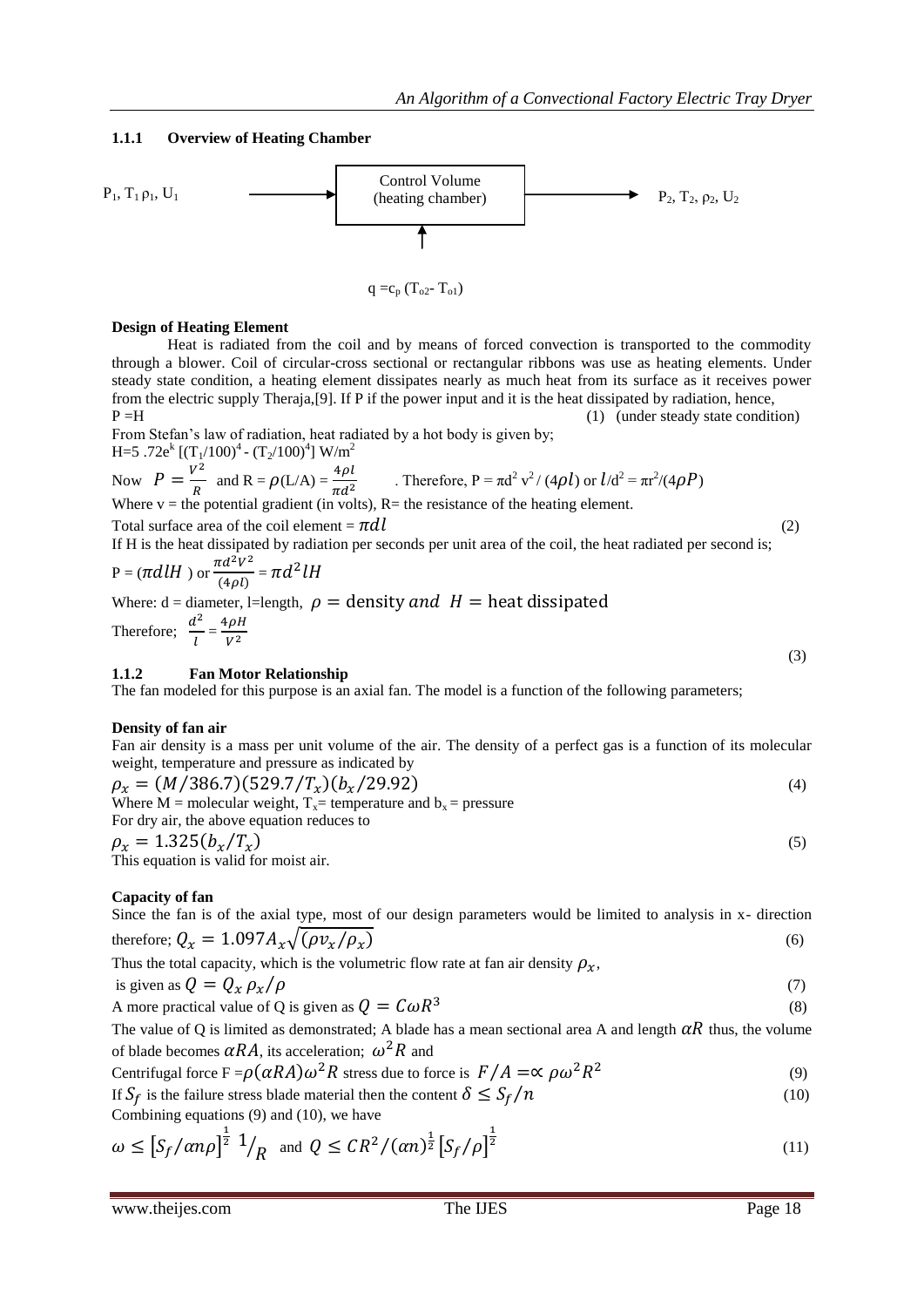### 1.1.1 Overview of Heating Chamber

$P_1, T_1\, \rho_1, U_1$ → Control Volume (heating chamber) → $P_2, T_2, \rho_2, U_2$

$q = c_p\,(T_{o2} - T_{o1})$

**Design of Heating Element**

Heat is radiated from the coil and by means of forced convection is transported to the commodity through a blower. Coil of circular-cross sectional or rectangular ribbons was use as heating elements. Under steady state condition, a heating element dissipates nearly as much heat from its surface as it receives power from the electric supply Theraja,[9]. If P if the power input and it is the heat dissipated by radiation, hence,

$P = H$ (1) (under steady state condition)

From Stefan's law of radiation, heat radiated by a hot body is given by;

$H = 5.72e^{k}\,[(T_1/100)^4 - (T_2/100)^4]\ W/m^2$

Now $P = \frac{V^2}{R}$ and $R = \rho(L/A) = \frac{4\rho l}{\pi d^2}$ . Therefore, $P = \pi d^2 v^2 / (4\rho l)$ or $l/d^2 = \pi r^2/(4\rho P)$

Where v = the potential gradient (in volts), R= the resistance of the heating element.

Total surface area of the coil element $= \pi d l$ (2)

If H is the heat dissipated by radiation per seconds per unit area of the coil, the heat radiated per second is;

$P = (\pi d l H)$ or $\frac{\pi d^2 V^2}{(4\rho l)} = \pi d^2 l H$

Where: d = diameter, l=length, $\rho =$ density $and$ $H =$ heat dissipated

Therefore; $\frac{d^2}{l} = \frac{4\rho H}{V^2}$ (3)

### 1.1.2 Fan Motor Relationship

The fan modeled for this purpose is an axial fan. The model is a function of the following parameters;

**Density of fan air**

Fan air density is a mass per unit volume of the air. The density of a perfect gas is a function of its molecular weight, temperature and pressure as indicated by

$$\rho_x = (M/386.7)(529.7/T_x)(b_x/29.92) \quad (4)$$

Where M = molecular weight, $T_x$= temperature and $b_x$ = pressure

For dry air, the above equation reduces to

$$\rho_x = 1.325(b_x/T_x) \quad (5)$$

This equation is valid for moist air.

**Capacity of fan**

Since the fan is of the axial type, most of our design parameters would be limited to analysis in x- direction therefore; $Q_x = 1.097 A_x \sqrt{(\rho v_x/\rho_x)}$ (6)

Thus the total capacity, which is the volumetric flow rate at fan air density $\rho_x$,

is given as $Q = Q_x\, \rho_x/\rho$ (7)

A more practical value of Q is given as $Q = C\omega R^3$ (8)

The value of Q is limited as demonstrated; A blade has a mean sectional area A and length $\alpha R$ thus, the volume of blade becomes $\alpha R A$, its acceleration; $\omega^2 R$ and

Centrifugal force $F = \rho(\alpha R A)\omega^2 R$ stress due to force is $F/A = \propto \rho\omega^2 R^2$ (9)

If $S_f$ is the failure stress blade material then the content $\delta \leq S_f/n$ (10)

Combining equations (9) and (10), we have

$$\omega \leq \left[S_f/\alpha n\rho\right]^{\frac{1}{2}}\ {}^{1}\!/_{R} \quad \text{and} \quad Q \leq CR^2/(\alpha n)^{\frac{1}{2}}\left[S_f/\rho\right]^{\frac{1}{2}} \quad (11)$$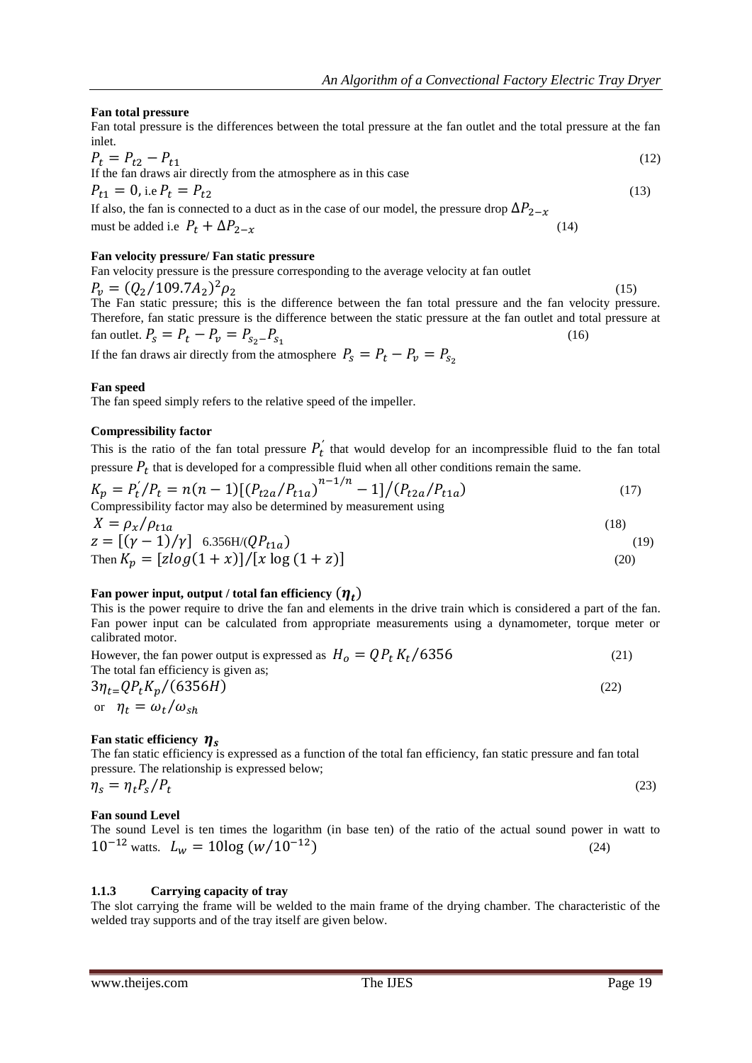**Fan total pressure**

Fan total pressure is the differences between the total pressure at the fan outlet and the total pressure at the fan inlet.

$$P_t = P_{t2} - P_{t1} \tag{12}$$

If the fan draws air directly from the atmosphere as in this case

$$P_{t1} = 0, \text{ i.e } P_t = P_{t2} \tag{13}$$

If also, the fan is connected to a duct as in the case of our model, the pressure drop $\Delta P_{2-x}$ must be added i.e $P_t + \Delta P_{2-x}$ (14)

**Fan velocity pressure/ Fan static pressure**

Fan velocity pressure is the pressure corresponding to the average velocity at fan outlet

$$P_v = (Q_2/109.7A_2)^2 \rho_2 \tag{15}$$

The Fan static pressure; this is the difference between the fan total pressure and the fan velocity pressure. Therefore, fan static pressure is the difference between the static pressure at the fan outlet and total pressure at fan outlet. $P_s = P_t - P_v = P_{s_2 -} P_{s_1}$ (16)

If the fan draws air directly from the atmosphere $P_s = P_t - P_v = P_{s_2}$

**Fan speed**

The fan speed simply refers to the relative speed of the impeller.

**Compressibility factor**

This is the ratio of the fan total pressure $P_t^{'}$ that would develop for an incompressible fluid to the fan total pressure $P_t$ that is developed for a compressible fluid when all other conditions remain the same.

$$K_p = P_t^{'}/P_t = n(n-1)[(P_{t2a}/P_{t1a})^{n-1/n} - 1]/(P_{t2a}/P_{t1a}) \tag{17}$$

Compressibility factor may also be determined by measurement using

$$X = \rho_x/\rho_{t1a} \tag{18}$$

$$z = [(\gamma - 1)/\gamma] \ \ 6.356\text{H}/(QP_{t1a}) \tag{19}$$

Then $K_p = [z log(1+x)]/[x \log(1+z)]$ (20)

**Fan power input, output / total fan efficiency $(\eta_t)$**

This is the power require to drive the fan and elements in the drive train which is considered a part of the fan. Fan power input can be calculated from appropriate measurements using a dynamometer, torque meter or calibrated motor.

However, the fan power output is expressed as $H_o = QP_t K_t/6356$ (21)

The total fan efficiency is given as;

$$3\eta_{t=} QP_t K_p/(6356H) \tag{22}$$

or $\eta_t = \omega_t/\omega_{sh}$

**Fan static efficiency $\eta_s$**

The fan static efficiency is expressed as a function of the total fan efficiency, fan static pressure and fan total pressure. The relationship is expressed below;

$$\eta_s = \eta_t P_s/P_t \tag{23}$$

**Fan sound Level**

The sound Level is ten times the logarithm (in base ten) of the ratio of the actual sound power in watt to $10^{-12}$ watts. $L_w = 10\log(w/10^{-12})$ (24)

### 1.1.3 Carrying capacity of tray

The slot carrying the frame will be welded to the main frame of the drying chamber. The characteristic of the welded tray supports and of the tray itself are given below.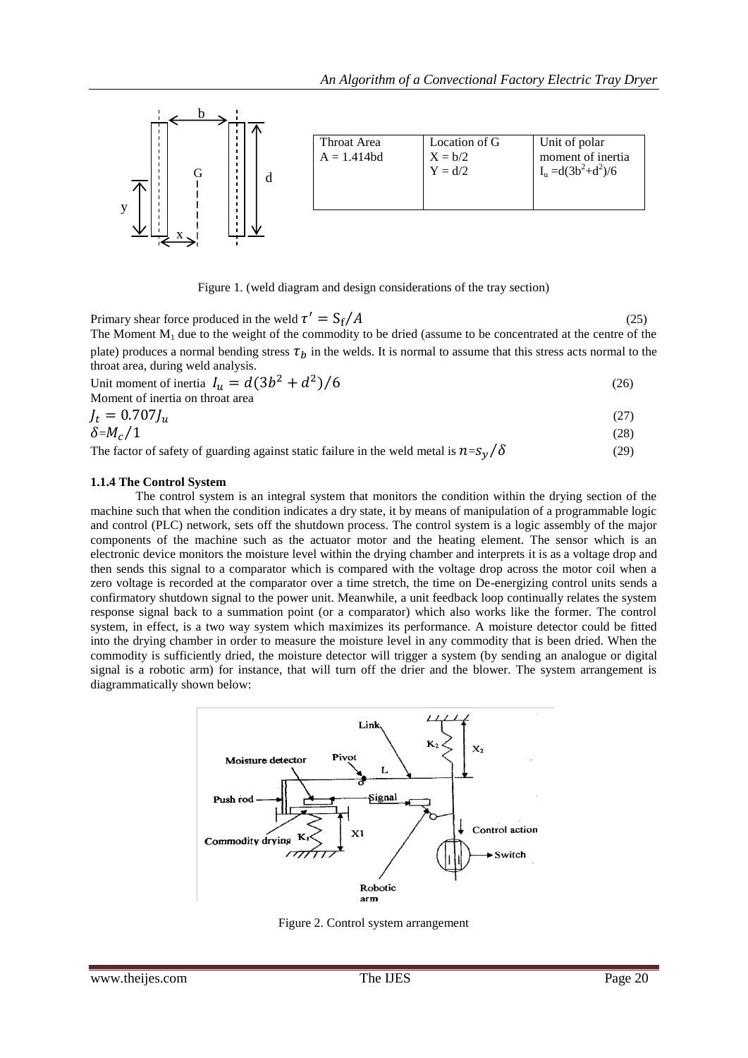b

G

d

y

x

| Throat Area | Location of G | Unit of polar moment of inertia |
| --- | --- | --- |
| A = 1.414bd | X = b/2<br>Y = d/2 | $I_u = d(3b^2+d^2)/6$ |

Figure 1. (weld diagram and design considerations of the tray section)

Primary shear force produced in the weld $\tau' = S_f/A$ (25)

The Moment $M_1$ due to the weight of the commodity to be dried (assume to be concentrated at the centre of the plate) produces a normal bending stress $\tau_b$ in the welds. It is normal to assume that this stress acts normal to the throat area, during weld analysis.

Unit moment of inertia $I_u = d(3b^2 + d^2)/6$ (26)

Moment of inertia on throat area

$$J_t = 0.707J_u \quad (27)$$

$$\delta = M_c/1 \quad (28)$$

The factor of safety of guarding against static failure in the weld metal is $n = s_y/\delta$ (29)

### 1.1.4 The Control System

The control system is an integral system that monitors the condition within the drying section of the machine such that when the condition indicates a dry state, it by means of manipulation of a programmable logic and control (PLC) network, sets off the shutdown process. The control system is a logic assembly of the major components of the machine such as the actuator motor and the heating element. The sensor which is an electronic device monitors the moisture level within the drying chamber and interprets it is as a voltage drop and then sends this signal to a comparator which is compared with the voltage drop across the motor coil when a zero voltage is recorded at the comparator over a time stretch, the time on De-energizing control units sends a confirmatory shutdown signal to the power unit. Meanwhile, a unit feedback loop continually relates the system response signal back to a summation point (or a comparator) which also works like the former. The control system, in effect, is a two way system which maximizes its performance. A moisture detector could be fitted into the drying chamber in order to measure the moisture level in any commodity that is been dried. When the commodity is sufficiently dried, the moisture detector will trigger a system (by sending an analogue or digital signal is a robotic arm) for instance, that will turn off the drier and the blower. The system arrangement is diagrammatically shown below:

Link
Pivot
L
$K_2$
$X_2$
Moisture detector
Push rod
Signal
Commodity drying
$K_1$
X1
Control action
Switch
Robotic arm

Figure 2. Control system arrangement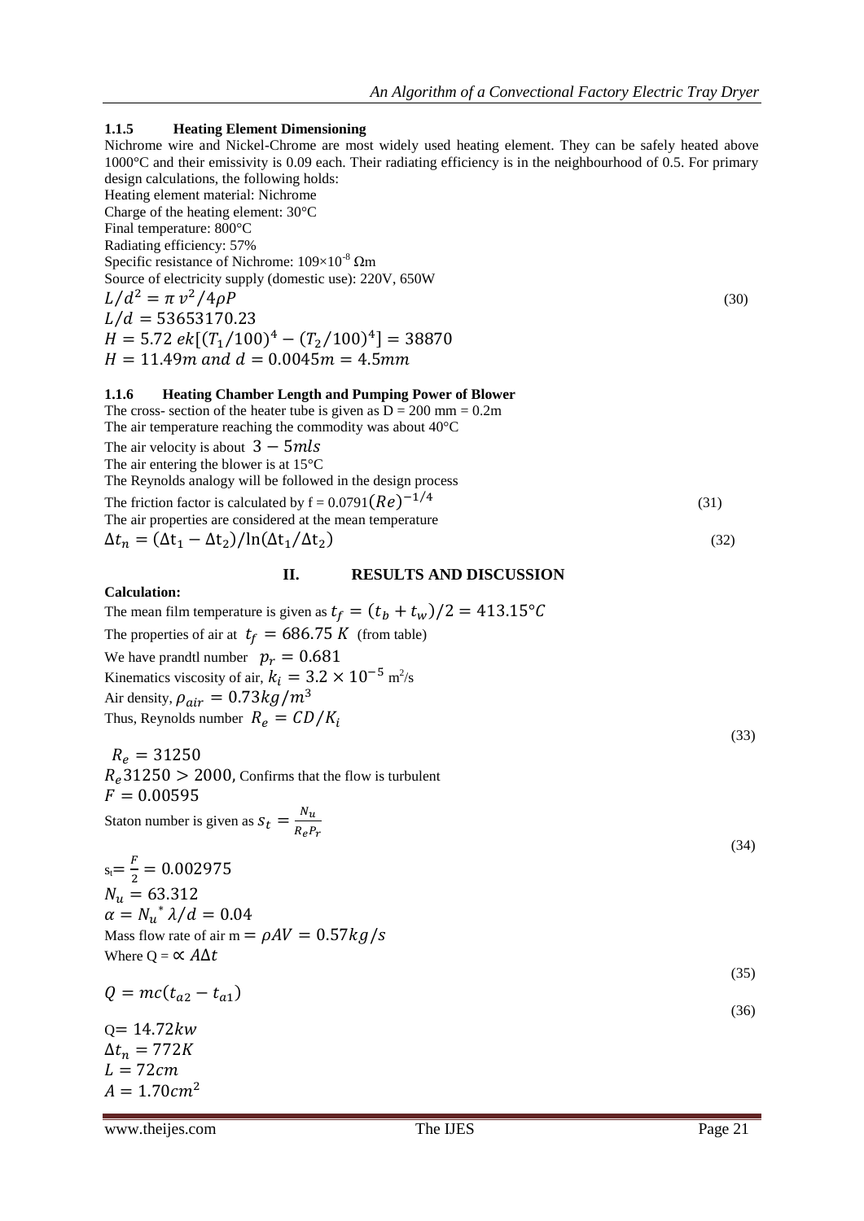#### 1.1.5 Heating Element Dimensioning

Nichrome wire and Nickel-Chrome are most widely used heating element. They can be safely heated above 1000°C and their emissivity is 0.09 each. Their radiating efficiency is in the neighbourhood of 0.5. For primary design calculations, the following holds:

Heating element material: Nichrome

Charge of the heating element: 30°C

Final temperature: 800°C

Radiating efficiency: 57%

Specific resistance of Nichrome: $109\times10^{-8}$ Ωm

Source of electricity supply (domestic use): 220V, 650W

$$L/d^2 = \pi v^2/4\rho P \tag{30}$$

$L/d = 53653170.23$

$H = 5.72\ ek[(T_1/100)^4 - (T_2/100)^4] = 38870$

$H = 11.49m$ and $d = 0.0045m = 4.5mm$

#### 1.1.6 Heating Chamber Length and Pumping Power of Blower

The cross- section of the heater tube is given as D = 200 mm = 0.2m

The air temperature reaching the commodity was about 40°C

The air velocity is about $3 - 5mls$

The air entering the blower is at 15°C

The Reynolds analogy will be followed in the design process

The friction factor is calculated by $f = 0.0791(Re)^{-1/4}$ (31)

The air properties are considered at the mean temperature

$$\Delta t_n = (\Delta t_1 - \Delta t_2)/\ln(\Delta t_1/\Delta t_2) \tag{32}$$

## II. RESULTS AND DISCUSSION

**Calculation:**

The mean film temperature is given as $t_f = (t_b + t_w)/2 = 413.15°C$

The properties of air at $t_f = 686.75\ K$ (from table)

We have prandtl number $p_r = 0.681$

Kinematics viscosity of air, $k_i = 3.2 \times 10^{-5}$ m²/s

Air density, $\rho_{air} = 0.73 kg/m^3$

Thus, Reynolds number $R_e = CD/K_i$ (33)

$R_e = 31250$

$R_e 31250 > 2000$, Confirms that the flow is turbulent

$F = 0.00595$

Staton number is given as $s_t = \frac{N_u}{R_e P_r}$ (34)

$s_t = \frac{F}{2} = 0.002975$

$N_u = 63.312$

$\alpha = N_u{}^* \lambda/d = 0.04$

Mass flow rate of air $m = \rho AV = 0.57 kg/s$

Where $Q = \propto A\Delta t$ (35)

$Q = mc(t_{a2} - t_{a1})$ (36)

$Q = 14.72kw$

$\Delta t_n = 772K$

$L = 72cm$

$A = 1.70cm^2$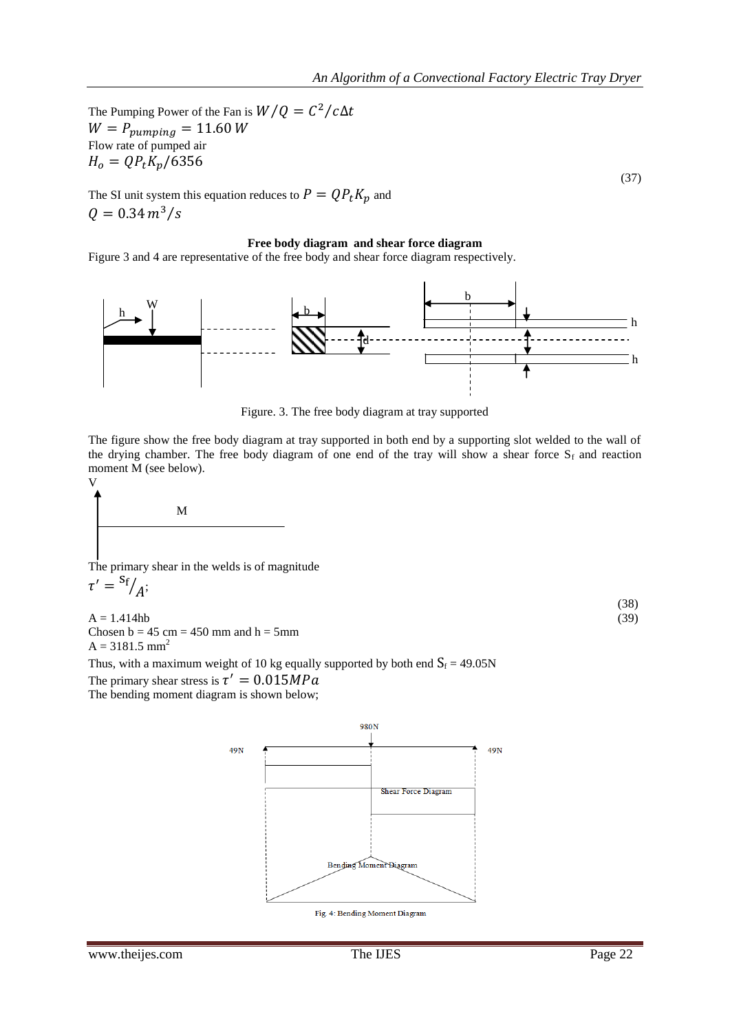The Pumping Power of the Fan is $W/Q = C^2/c\Delta t$

$W = P_{pumping} = 11.60\,W$

Flow rate of pumped air

$H_o = QP_tK_p/6356$ (37)

The SI unit system this equation reduces to $P = QP_tK_p$ and

$Q = 0.34\,m^3/s$

**Free body diagram and shear force diagram**

Figure 3 and 4 are representative of the free body and shear force diagram respectively.

h
W
b
d
b
h
h

Figure. 3. The free body diagram at tray supported

The figure show the free body diagram at tray supported in both end by a supporting slot welded to the wall of the drying chamber. The free body diagram of one end of the tray will show a shear force $S_f$ and reaction moment M (see below).

V

M

The primary shear in the welds is of magnitude

$\tau' = {S_f}/{A}$; (38)

A = 1.414hb (39)

Chosen b = 45 cm = 450 mm and h = 5mm

A = 3181.5 mm$^2$

Thus, with a maximum weight of 10 kg equally supported by both end $S_f$ = 49.05N

The primary shear stress is $\tau' = 0.015 MPa$

The bending moment diagram is shown below;

980N
49N
49N
Shear Force Diagram
Bending Moment Diagram

Fig. 4: Bending Moment Diagram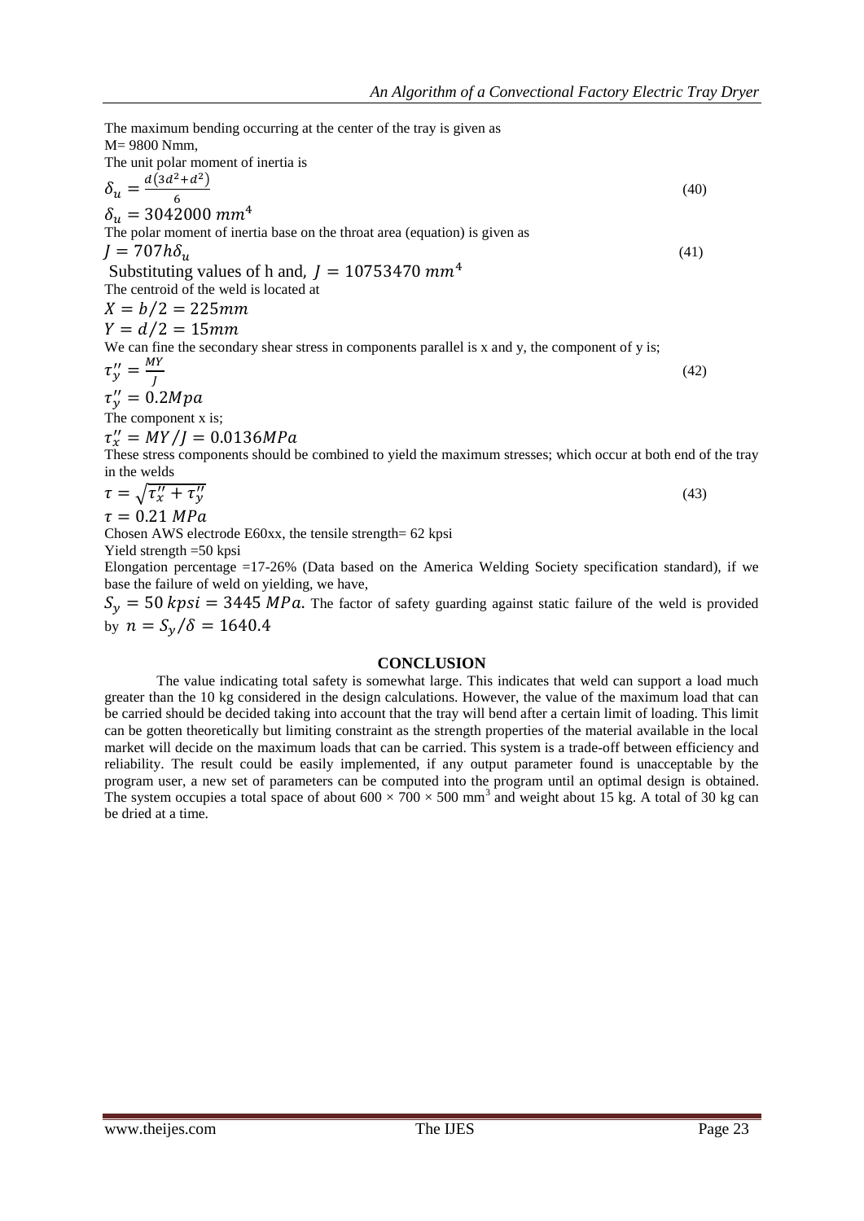The maximum bending occurring at the center of the tray is given as

M= 9800 Nmm,

The unit polar moment of inertia is

$$\delta_u = \frac{d(3d^2+d^2)}{6} \tag{40}$$

$\delta_u = 3042000\ mm^4$

The polar moment of inertia base on the throat area (equation) is given as

$$J = 707h\delta_u \tag{41}$$

Substituting values of h and, $J = 10753470\ mm^4$

The centroid of the weld is located at

$X = b/2 = 225mm$

$Y = d/2 = 15mm$

We can fine the secondary shear stress in components parallel is x and y, the component of y is;

$$\tau_y'' = \frac{MY}{J} \tag{42}$$

$\tau_y'' = 0.2Mpa$

The component x is;

$\tau_x'' = MY/J = 0.0136MPa$

These stress components should be combined to yield the maximum stresses; which occur at both end of the tray in the welds

$$\tau = \sqrt{\tau_x'' + \tau_y''} \tag{43}$$

$\tau = 0.21\ MPa$

Chosen AWS electrode E60xx, the tensile strength= 62 kpsi

Yield strength =50 kpsi

Elongation percentage =17-26% (Data based on the America Welding Society specification standard), if we base the failure of weld on yielding, we have,

$S_y = 50\ kpsi = 3445\ MPa.$ The factor of safety guarding against static failure of the weld is provided by $n = S_y/\delta = 1640.4$

## CONCLUSION

The value indicating total safety is somewhat large. This indicates that weld can support a load much greater than the 10 kg considered in the design calculations. However, the value of the maximum load that can be carried should be decided taking into account that the tray will bend after a certain limit of loading. This limit can be gotten theoretically but limiting constraint as the strength properties of the material available in the local market will decide on the maximum loads that can be carried. This system is a trade-off between efficiency and reliability. The result could be easily implemented, if any output parameter found is unacceptable by the program user, a new set of parameters can be computed into the program until an optimal design is obtained. The system occupies a total space of about $600 \times 700 \times 500\ mm^3$ and weight about 15 kg. A total of 30 kg can be dried at a time.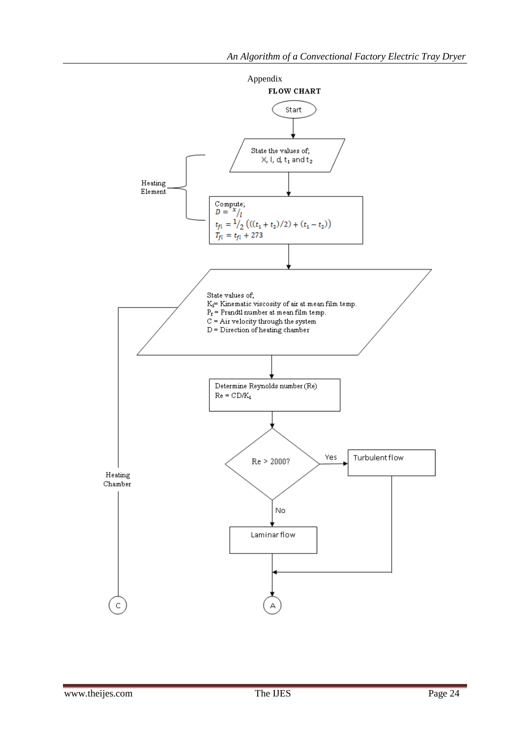Appendix

**FLOW CHART**

Start

State the values of, X, l, d, $t_1$ and $t_2$

Heating Element

Compute;

$D = {}^{x}/_{l}$

$t_{fl} = {}^{1}/_{2}\left(((t_1 + t_2)/2) + (t_1 - t_2)\right)$

$T_{fl} = t_{fl} + 273$

State values of;

$K_i$= Kinematic viscosity of air at mean film temp.

$P_r$ = Prandtl number at mean film temp.

C = Air velocity through the system

D = Direction of heating chamber

Determine Reynolds number (Re)

Re = $CD/K_i$

Re > 2000?

Yes

Turbulent flow

No

Laminar flow

Heating Chamber

C

A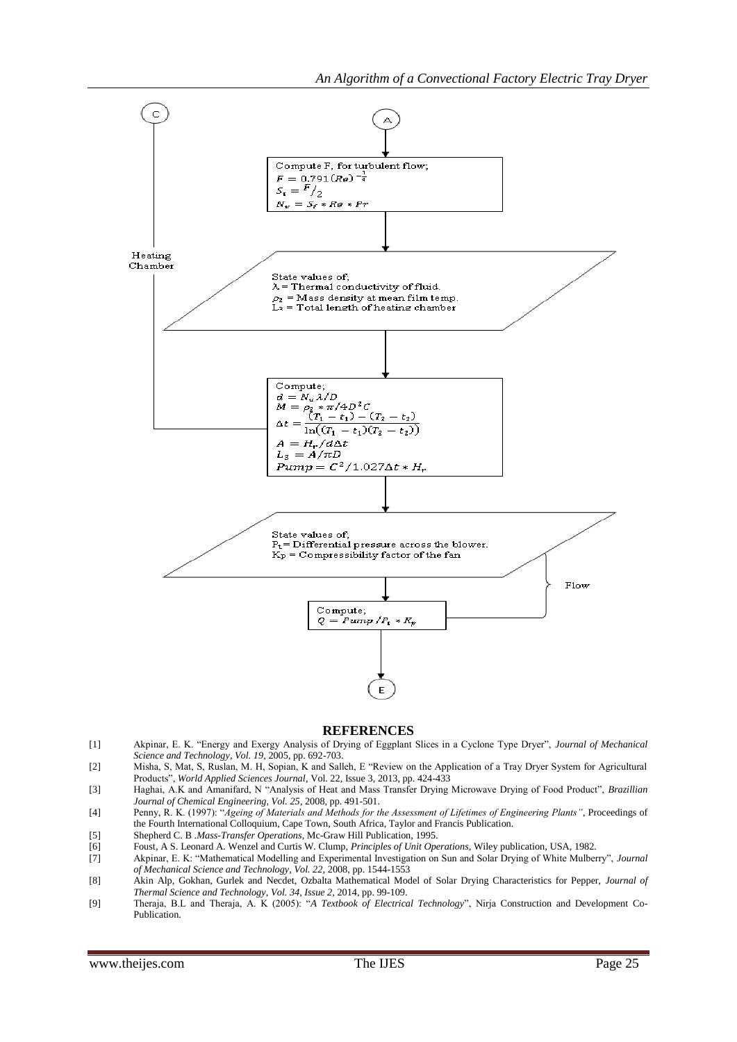C

A

Compute F, for turbulent flow;
$F = 0.791(Re)^{-\frac{1}{4}}$
$S_t = F/_2$
$N_u = S_f * Re * Pr$

Heating Chamber

State values of,
$\lambda$ = Thermal conductivity of fluid.
$\rho_2$ = Mass density at mean film temp.
$L_2$ = Total length of heating chamber

Compute;
$d = N_u \lambda / D$
$M = \rho_2 * \pi/4D^2C$
$\Delta t = \dfrac{(T_1 - t_1) - (T_2 - t_2)}{\ln((T_1 - t_1)(T_2 - t_2))}$
$A = H_r / d\Delta t$
$L_3 = A/\pi D$
$Pump = C^2/1.027\Delta t * H_r$

State values of,
$P_t$ = Differential pressure across the blower.
Kp = Compressibility factor of the fan

Flow

Compute;
$Q = Pump/P_t * K_p$

E

## REFERENCES

[1] Akpinar, E. K. "Energy and Exergy Analysis of Drying of Eggplant Slices in a Cyclone Type Dryer", *Journal of Mechanical Science and Technology, Vol. 19*, 2005, pp. 692-703.

[2] Misha, S, Mat, S, Ruslan, M. H, Sopian, K and Salleh, E "Review on the Application of a Tray Dryer System for Agricultural Products", *World Applied Sciences Journal*, Vol. 22, Issue 3, 2013, pp. 424-433

[3] Haghai, A.K and Amanifard, N "Analysis of Heat and Mass Transfer Drying Microwave Drying of Food Product", *Brazillian Journal of Chemical Engineering, Vol. 25*, 2008, pp. 491-501.

[4] Penny, R. K. (1997): "*Ageing of Materials and Methods for the Assessment of Lifetimes of Engineering Plants"*, Proceedings of the Fourth International Colloquium, Cape Town, South Africa, Taylor and Francis Publication.

[5] Shepherd C. B .*Mass-Transfer Operations*, Mc-Graw Hill Publication, 1995.

[6] Foust, A S. Leonard A. Wenzel and Curtis W. Clump, *Principles of Unit Operations*, Wiley publication, USA, 1982.

[7] Akpinar, E. K: "Mathematical Modelling and Experimental Investigation on Sun and Solar Drying of White Mulberry", *Journal of Mechanical Science and Technology, Vol. 22*, 2008, pp. 1544-1553

[8] Akin Alp, Gokhan, Gurlek and Necdet, Ozbalta Mathematical Model of Solar Drying Characteristics for Pepper, *Journal of Thermal Science and Technology, Vol. 34, Issue 2*, 2014, pp. 99-109.

[9] Theraja, B.L and Theraja, A. K (2005): "*A Textbook of Electrical Technology*", Nirja Construction and Development Co-Publication.